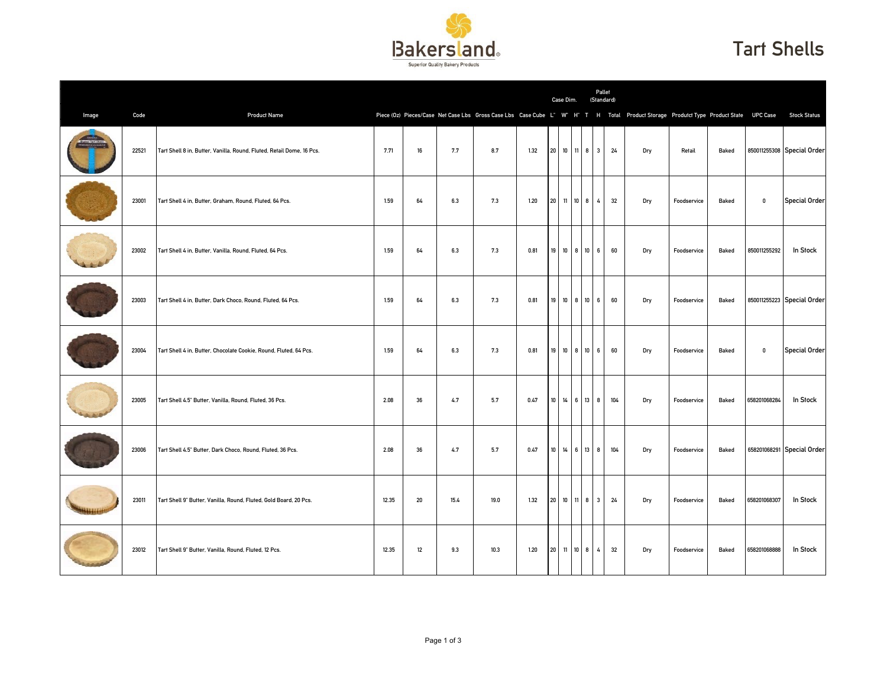Bakersland
Superior Quality Bakery Products

# Tart Shells

| Image | Code | Product Name | Piece (Oz) | Pieces/Case | Net Case Lbs | Gross Case Lbs | Case Cube | Case Dim. | | | Pallet (Standard) | | | Product Storage | Produtct Type | Product State | UPC Case | Stock Status |
|---|---|---|---|---|---|---|---|---|---|---|---|---|---|---|---|---|---|---|
| | | | | | | | | L" | W" | H" | T | H | Total | | | | | |
| | 22521 | Tart Shell 8 in, Butter, Vanilla, Round, Fluted, Retail Dome, 16 Pcs. | 7.71 | 16 | 7.7 | 8.7 | 1.32 | 20 | 10 | 11 | 8 | 3 | 24 | Dry | Retail | Baked | 850011255308 | Special Order |
| | 23001 | Tart Shell 4 in, Butter, Graham, Round, Fluted, 64 Pcs. | 1.59 | 64 | 6.3 | 7.3 | 1.20 | 20 | 11 | 10 | 8 | 4 | 32 | Dry | Foodservice | Baked | 0 | Special Order |
| | 23002 | Tart Shell 4 in, Butter, Vanilla, Round, Fluted, 64 Pcs. | 1.59 | 64 | 6.3 | 7.3 | 0.81 | 19 | 10 | 8 | 10 | 6 | 60 | Dry | Foodservice | Baked | 850011255292 | In Stock |
| | 23003 | Tart Shell 4 in, Butter, Dark Choco, Round, Fluted, 64 Pcs. | 1.59 | 64 | 6.3 | 7.3 | 0.81 | 19 | 10 | 8 | 10 | 6 | 60 | Dry | Foodservice | Baked | 850011255223 | Special Order |
| | 23004 | Tart Shell 4 in, Butter, Chocolate Cookie, Round, Fluted, 64 Pcs. | 1.59 | 64 | 6.3 | 7.3 | 0.81 | 19 | 10 | 8 | 10 | 6 | 60 | Dry | Foodservice | Baked | 0 | Special Order |
| | 23005 | Tart Shell 4.5" Butter, Vanilla, Round, Fluted, 36 Pcs. | 2.08 | 36 | 4.7 | 5.7 | 0.47 | 10 | 14 | 6 | 13 | 8 | 104 | Dry | Foodservice | Baked | 658201068284 | In Stock |
| | 23006 | Tart Shell 4.5" Butter, Dark Choco, Round, Fluted, 36 Pcs. | 2.08 | 36 | 4.7 | 5.7 | 0.47 | 10 | 14 | 6 | 13 | 8 | 104 | Dry | Foodservice | Baked | 658201068291 | Special Order |
| | 23011 | Tart Shell 9" Butter, Vanilla, Round, Fluted, Gold Board, 20 Pcs. | 12.35 | 20 | 15.4 | 19.0 | 1.32 | 20 | 10 | 11 | 8 | 3 | 24 | Dry | Foodservice | Baked | 658201068307 | In Stock |
| | 23012 | Tart Shell 9" Butter, Vanilla, Round, Fluted, 12 Pcs. | 12.35 | 12 | 9.3 | 10.3 | 1.20 | 20 | 11 | 10 | 8 | 4 | 32 | Dry | Foodservice | Baked | 658201068888 | In Stock |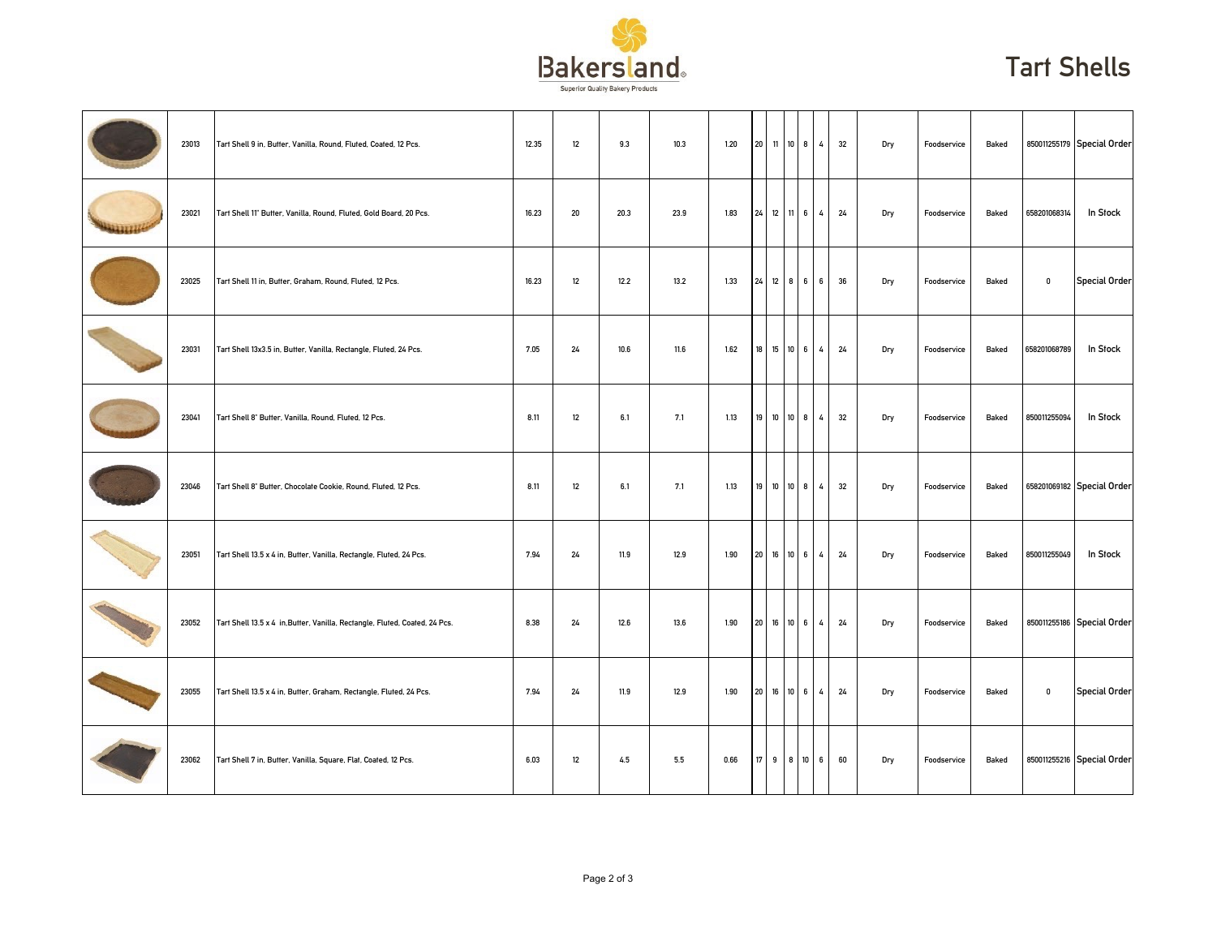# Tart Shells

| | | | | | | | | | | | | | | | | | | |
|---|---|---|---|---|---|---|---|---|---|---|---|---|---|---|---|---|---|---|
| | 23013 | Tart Shell 9 in, Butter, Vanilla, Round, Fluted, Coated, 12 Pcs. | 12.35 | 12 | 9.3 | 10.3 | 1.20 | 20 | 11 | 10 | 8 | 4 | 32 | Dry | Foodservice | Baked | 850011255179 | Special Order |
| | 23021 | Tart Shell 11" Butter, Vanilla, Round, Fluted, Gold Board, 20 Pcs. | 16.23 | 20 | 20.3 | 23.9 | 1.83 | 24 | 12 | 11 | 6 | 4 | 24 | Dry | Foodservice | Baked | 658201068314 | In Stock |
| | 23025 | Tart Shell 11 in, Butter, Graham, Round, Fluted, 12 Pcs. | 16.23 | 12 | 12.2 | 13.2 | 1.33 | 24 | 12 | 8 | 6 | 6 | 36 | Dry | Foodservice | Baked | 0 | Special Order |
| | 23031 | Tart Shell 13x3.5 in, Butter, Vanilla, Rectangle, Fluted, 24 Pcs. | 7.05 | 24 | 10.6 | 11.6 | 1.62 | 18 | 15 | 10 | 6 | 4 | 24 | Dry | Foodservice | Baked | 658201068789 | In Stock |
| | 23041 | Tart Shell 8" Butter, Vanilla, Round, Fluted, 12 Pcs. | 8.11 | 12 | 6.1 | 7.1 | 1.13 | 19 | 10 | 10 | 8 | 4 | 32 | Dry | Foodservice | Baked | 850011255094 | In Stock |
| | 23046 | Tart Shell 8" Butter, Chocolate Cookie, Round, Fluted, 12 Pcs. | 8.11 | 12 | 6.1 | 7.1 | 1.13 | 19 | 10 | 10 | 8 | 4 | 32 | Dry | Foodservice | Baked | 658201069182 | Special Order |
| | 23051 | Tart Shell 13.5 x 4 in, Butter, Vanilla, Rectangle, Fluted, 24 Pcs. | 7.94 | 24 | 11.9 | 12.9 | 1.90 | 20 | 16 | 10 | 6 | 4 | 24 | Dry | Foodservice | Baked | 850011255049 | In Stock |
| | 23052 | Tart Shell 13.5 x 4 in.Butter, Vanilla, Rectangle, Fluted, Coated, 24 Pcs. | 8.38 | 24 | 12.6 | 13.6 | 1.90 | 20 | 16 | 10 | 6 | 4 | 24 | Dry | Foodservice | Baked | 850011255186 | Special Order |
| | 23055 | Tart Shell 13.5 x 4 in, Butter, Graham, Rectangle, Fluted, 24 Pcs. | 7.94 | 24 | 11.9 | 12.9 | 1.90 | 20 | 16 | 10 | 6 | 4 | 24 | Dry | Foodservice | Baked | 0 | Special Order |
| | 23062 | Tart Shell 7 in, Butter, Vanilla, Square, Flat, Coated, 12 Pcs. | 6.03 | 12 | 4.5 | 5.5 | 0.66 | 17 | 9 | 8 | 10 | 6 | 60 | Dry | Foodservice | Baked | 850011255216 | Special Order |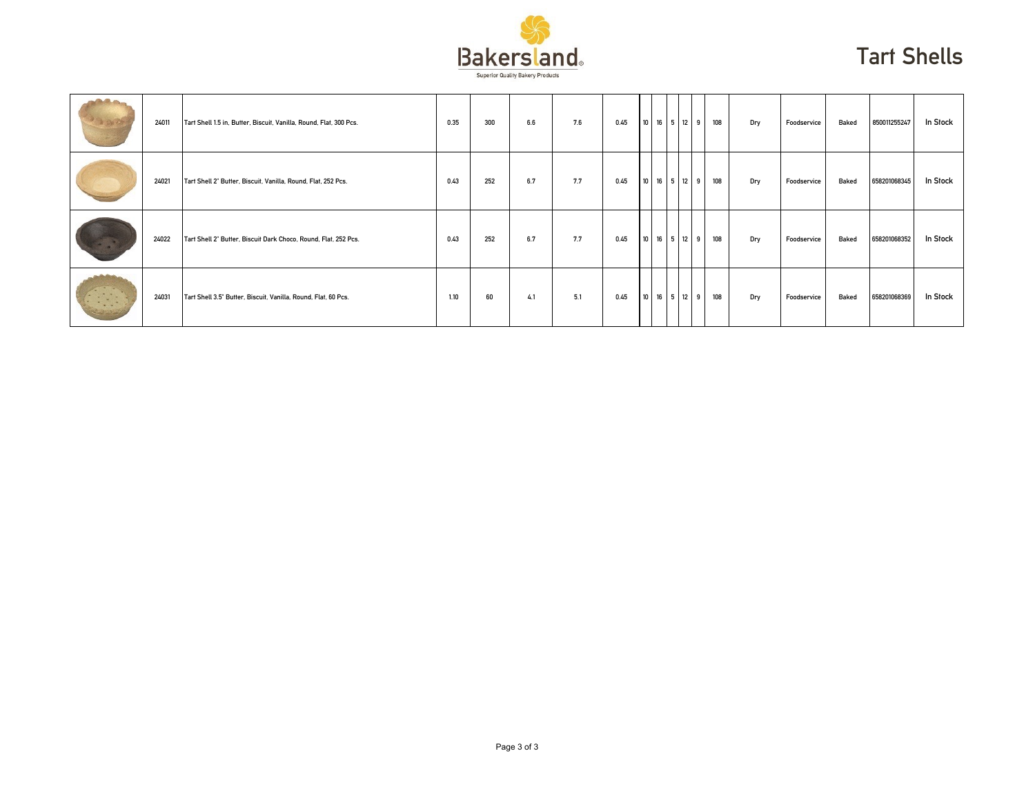# Bakersland

Superior Quality Bakery Products

# Tart Shells

| | | | | | | | | | | | | | | | | | | | |
|---|---|---|---|---|---|---|---|---|---|---|---|---|---|---|---|---|---|---|---|
| | 24011 | Tart Shell 1.5 in, Butter, Biscuit, Vanilla, Round, Flat, 300 Pcs. | 0.35 | 300 | 6.6 | 7.6 | 0.45 | 10 | 16 | 5 | 12 | 9 | 108 | Dry | Foodservice | Baked | 850011255247 | In Stock |
| | 24021 | Tart Shell 2" Butter, Biscuit, Vanilla, Round, Flat, 252 Pcs. | 0.43 | 252 | 6.7 | 7.7 | 0.45 | 10 | 16 | 5 | 12 | 9 | 108 | Dry | Foodservice | Baked | 658201068345 | In Stock |
| | 24022 | Tart Shell 2" Butter, Biscuit Dark Choco, Round, Flat, 252 Pcs. | 0.43 | 252 | 6.7 | 7.7 | 0.45 | 10 | 16 | 5 | 12 | 9 | 108 | Dry | Foodservice | Baked | 658201068352 | In Stock |
| | 24031 | Tart Shell 3.5" Butter, Biscuit, Vanilla, Round, Flat, 60 Pcs. | 1.10 | 60 | 4.1 | 5.1 | 0.45 | 10 | 16 | 5 | 12 | 9 | 108 | Dry | Foodservice | Baked | 658201068369 | In Stock |